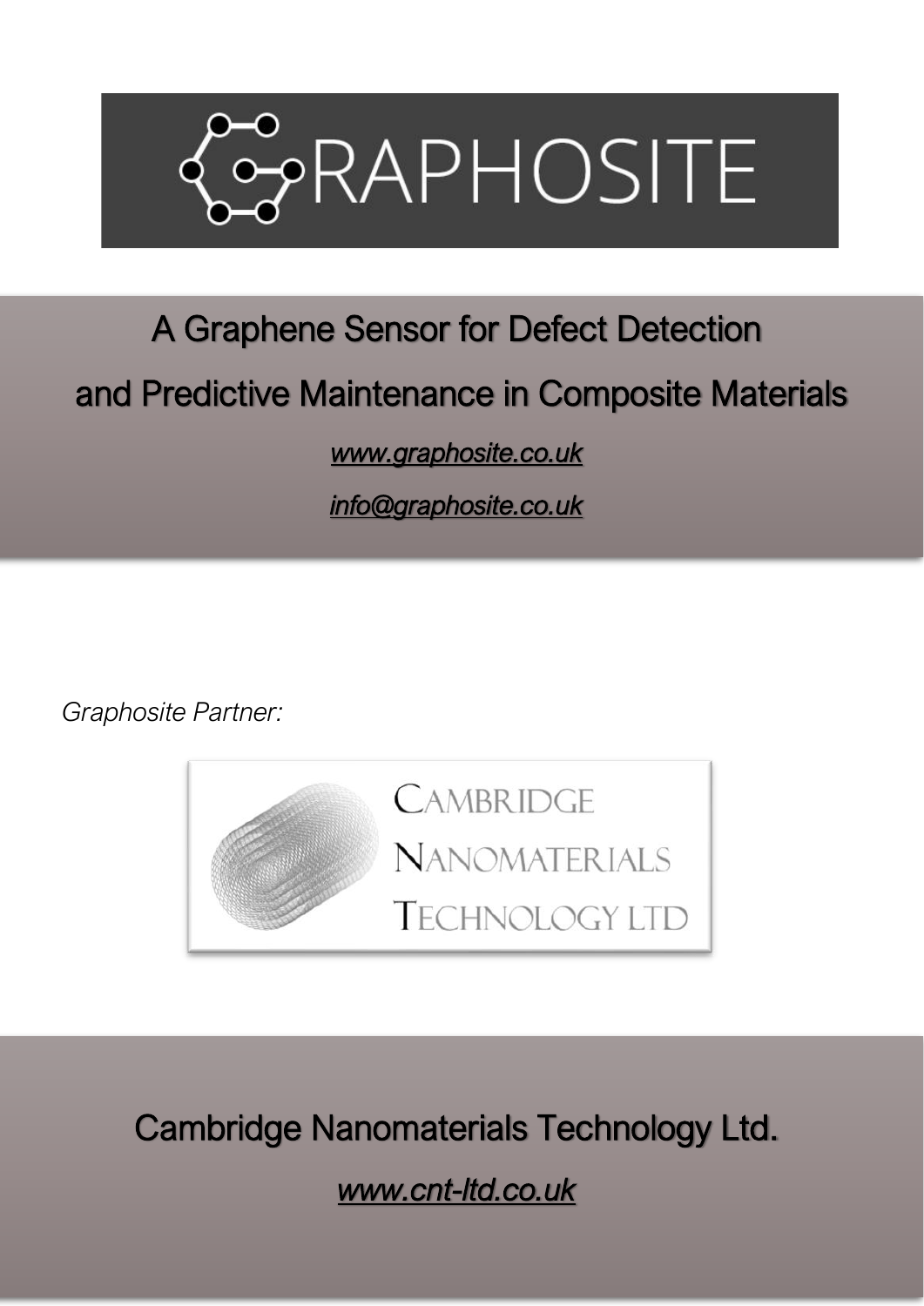# GRAPHOSITE

## A Graphene Sensor for Defect Detection and Predictive Maintenance in Composite Materials

*www.graphosite.co.uk*

*info@graphosite.co.uk*

*Graphosite Partner:*

CAMBRIDGE NANOMATERIALS TECHNOLOGY LTD

## Cambridge Nanomaterials Technology Ltd.

*www.cnt-ltd.co.uk*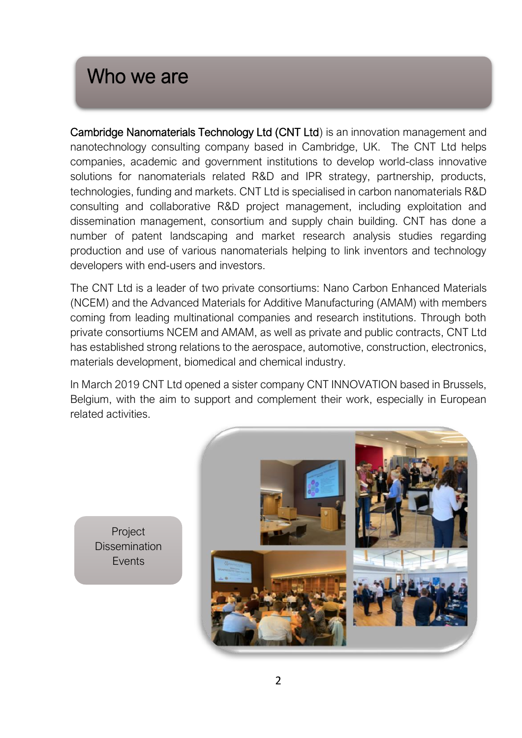# Who we are

**Cambridge Nanomaterials Technology Ltd (CNT Ltd)** is an innovation management and nanotechnology consulting company based in Cambridge, UK. The CNT Ltd helps companies, academic and government institutions to develop world-class innovative solutions for nanomaterials related R&D and IPR strategy, partnership, products, technologies, funding and markets. CNT Ltd is specialised in carbon nanomaterials R&D consulting and collaborative R&D project management, including exploitation and dissemination management, consortium and supply chain building. CNT has done a number of patent landscaping and market research analysis studies regarding production and use of various nanomaterials helping to link inventors and technology developers with end-users and investors.

The CNT Ltd is a leader of two private consortiums: Nano Carbon Enhanced Materials (NCEM) and the Advanced Materials for Additive Manufacturing (AMAM) with members coming from leading multinational companies and research institutions. Through both private consortiums NCEM and AMAM, as well as private and public contracts, CNT Ltd has established strong relations to the aerospace, automotive, construction, electronics, materials development, biomedical and chemical industry.

In March 2019 CNT Ltd opened a sister company CNT INNOVATION based in Brussels, Belgium, with the aim to support and complement their work, especially in European related activities.

Project Dissemination Events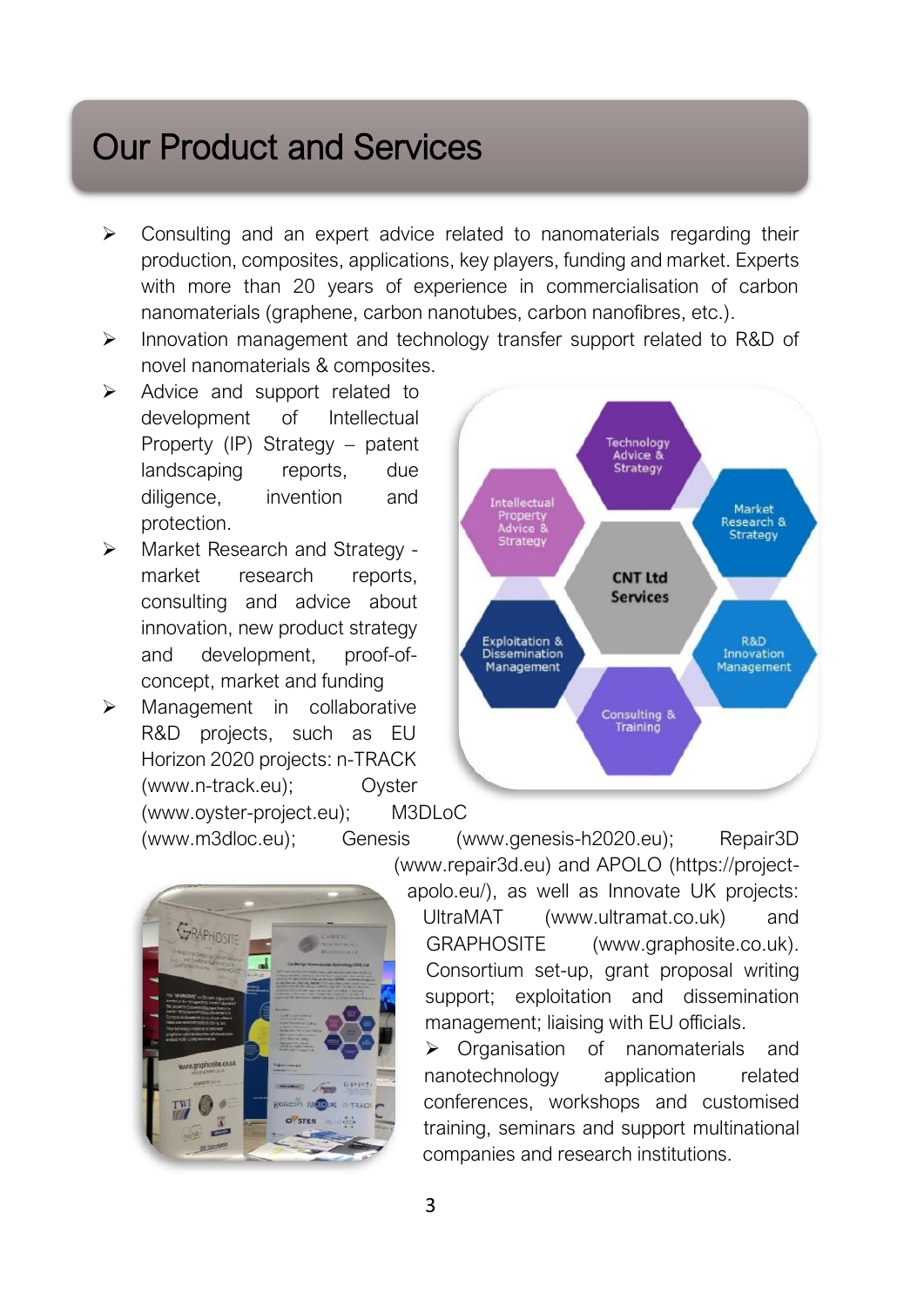# Our Product and Services

- Consulting and an expert advice related to nanomaterials regarding their production, composites, applications, key players, funding and market. Experts with more than 20 years of experience in commercialisation of carbon nanomaterials (graphene, carbon nanotubes, carbon nanofibres, etc.).
- Innovation management and technology transfer support related to R&D of novel nanomaterials & composites.
- Advice and support related to development of Intellectual Property (IP) Strategy – patent landscaping reports, due diligence, invention and protection.
- Market Research and Strategy - market research reports, consulting and advice about innovation, new product strategy and development, proof-of-concept, market and funding
- Management in collaborative R&D projects, such as EU Horizon 2020 projects: n-TRACK (www.n-track.eu); Oyster (www.oyster-project.eu); M3DLoC (www.m3dloc.eu); Genesis (www.genesis-h2020.eu); Repair3D (www.repair3d.eu) and APOLO (https://project-apolo.eu/), as well as Innovate UK projects: UltraMAT (www.ultramat.co.uk) and GRAPHOSITE (www.graphosite.co.uk). Consortium set-up, grant proposal writing support; exploitation and dissemination management; liaising with EU officials.
- Organisation of nanomaterials and nanotechnology application related conferences, workshops and customised training, seminars and support multinational companies and research institutions.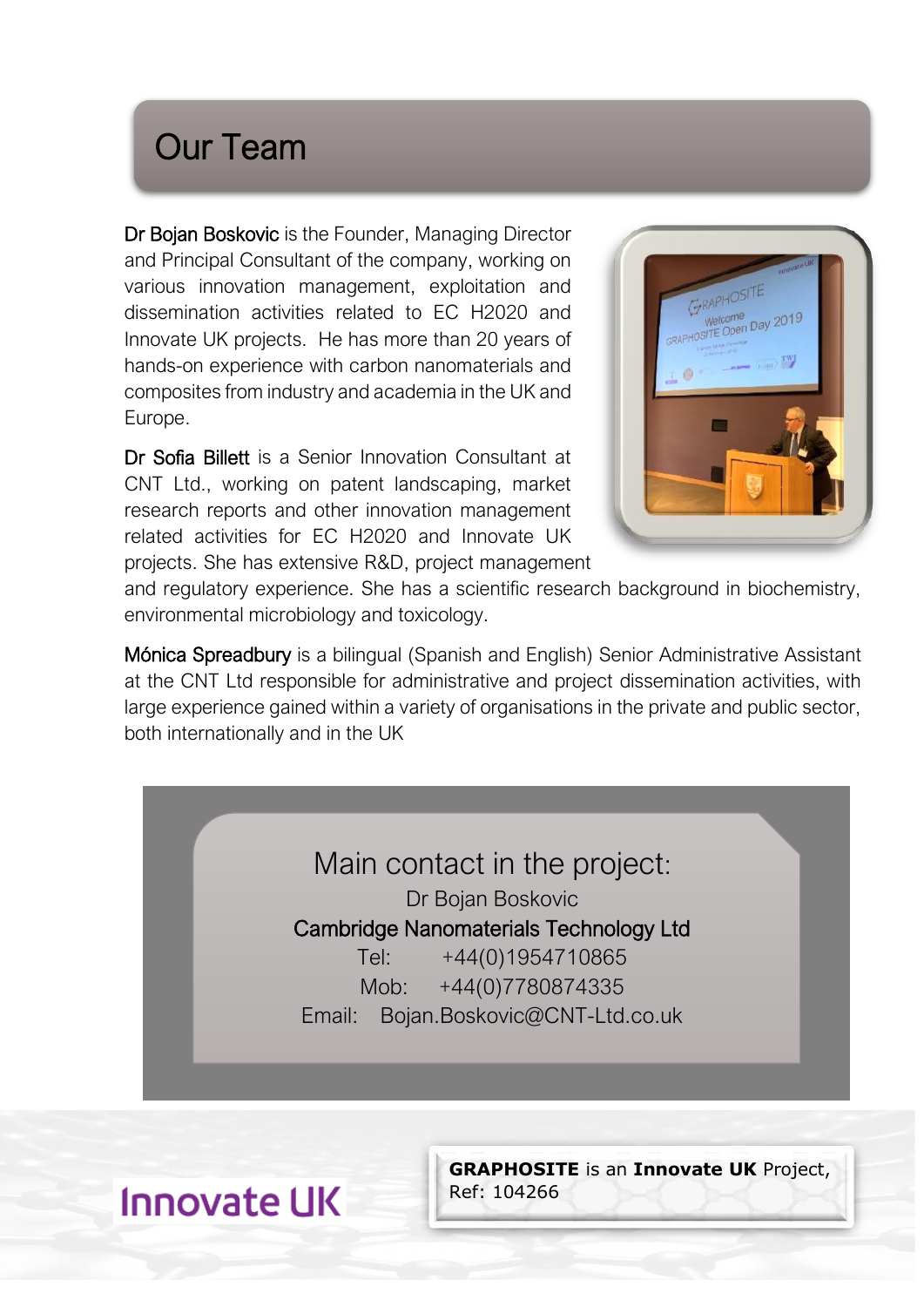# Our Team

**Dr Bojan Boskovic** is the Founder, Managing Director and Principal Consultant of the company, working on various innovation management, exploitation and dissemination activities related to EC H2020 and Innovate UK projects. He has more than 20 years of hands-on experience with carbon nanomaterials and composites from industry and academia in the UK and Europe.

**Dr Sofia Billett** is a Senior Innovation Consultant at CNT Ltd., working on patent landscaping, market research reports and other innovation management related activities for EC H2020 and Innovate UK projects. She has extensive R&D, project management and regulatory experience. She has a scientific research background in biochemistry, environmental microbiology and toxicology.

**Mónica Spreadbury** is a bilingual (Spanish and English) Senior Administrative Assistant at the CNT Ltd responsible for administrative and project dissemination activities, with large experience gained within a variety of organisations in the private and public sector, both internationally and in the UK

## Main contact in the project:

Dr Bojan Boskovic

**Cambridge Nanomaterials Technology Ltd**

Tel: +44(0)1954710865

Mob: +44(0)7780874335

Email: Bojan.Boskovic@CNT-Ltd.co.uk

Innovate UK

**GRAPHOSITE** is an **Innovate UK** Project, Ref: 104266